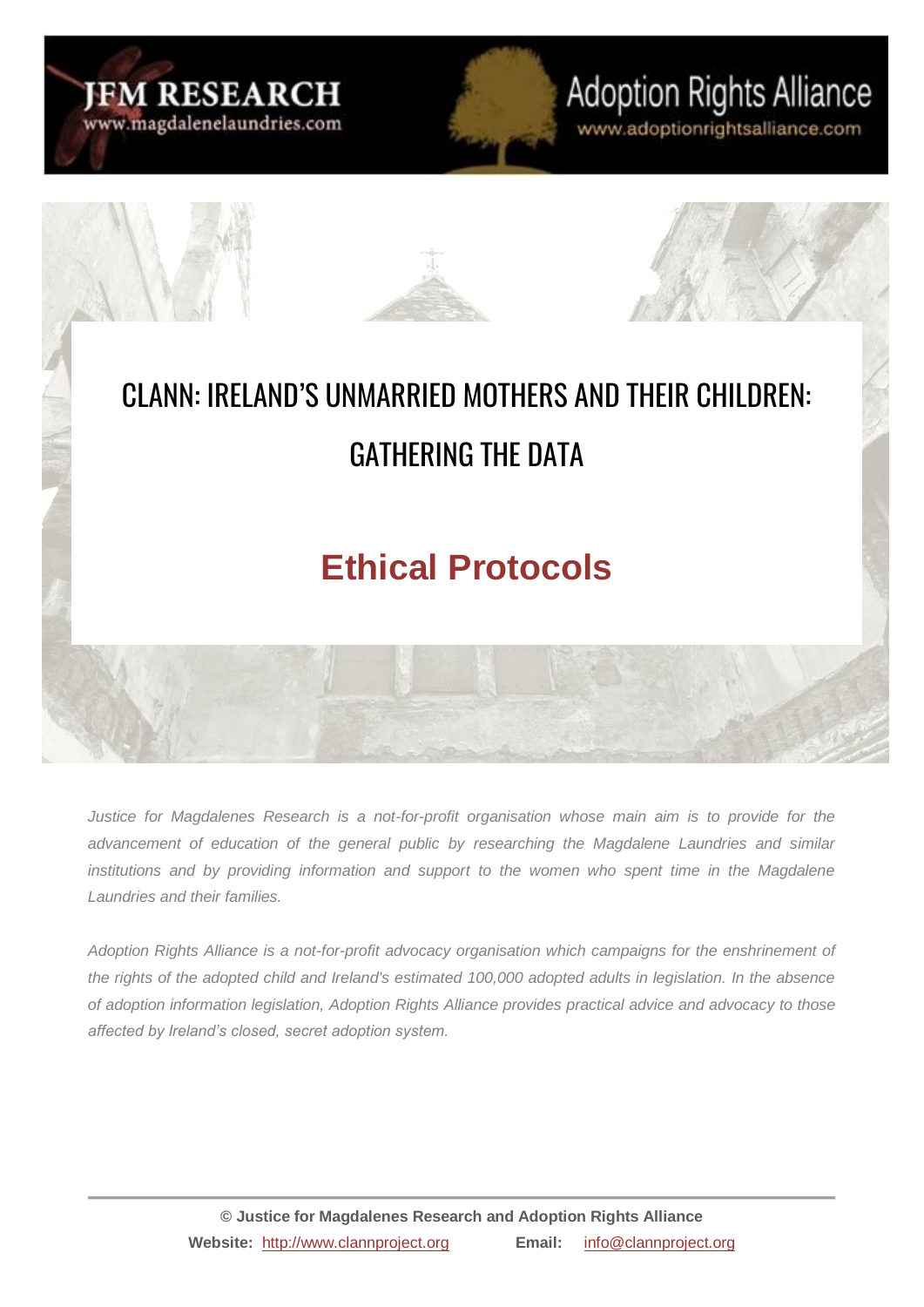JFM RESEARCH
www.magdalenelaundries.com

Adoption Rights Alliance
www.adoptionrightsalliance.com

# CLANN: IRELAND'S UNMARRIED MOTHERS AND THEIR CHILDREN: GATHERING THE DATA

## Ethical Protocols

*Justice for Magdalenes Research is a not-for-profit organisation whose main aim is to provide for the advancement of education of the general public by researching the Magdalene Laundries and similar institutions and by providing information and support to the women who spent time in the Magdalene Laundries and their families.*

*Adoption Rights Alliance is a not-for-profit advocacy organisation which campaigns for the enshrinement of the rights of the adopted child and Ireland's estimated 100,000 adopted adults in legislation. In the absence of adoption information legislation, Adoption Rights Alliance provides practical advice and advocacy to those affected by Ireland's closed, secret adoption system.*

---

**© Justice for Magdalenes Research and Adoption Rights Alliance**

**Website:** http://www.clannproject.org **Email:** info@clannproject.org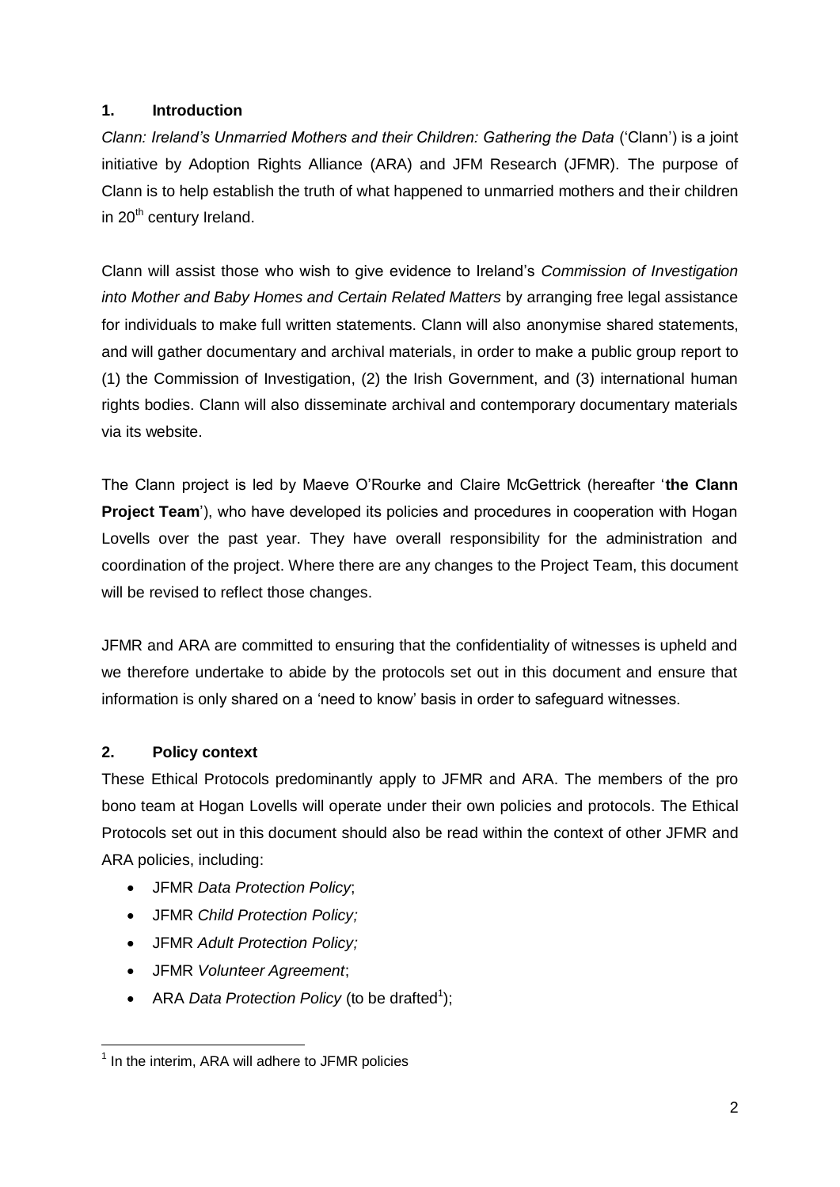## 1. Introduction

*Clann: Ireland's Unmarried Mothers and their Children: Gathering the Data* ('Clann') is a joint initiative by Adoption Rights Alliance (ARA) and JFM Research (JFMR). The purpose of Clann is to help establish the truth of what happened to unmarried mothers and their children in 20th century Ireland.

Clann will assist those who wish to give evidence to Ireland's *Commission of Investigation into Mother and Baby Homes and Certain Related Matters* by arranging free legal assistance for individuals to make full written statements. Clann will also anonymise shared statements, and will gather documentary and archival materials, in order to make a public group report to (1) the Commission of Investigation, (2) the Irish Government, and (3) international human rights bodies. Clann will also disseminate archival and contemporary documentary materials via its website.

The Clann project is led by Maeve O'Rourke and Claire McGettrick (hereafter '**the Clann Project Team**'), who have developed its policies and procedures in cooperation with Hogan Lovells over the past year. They have overall responsibility for the administration and coordination of the project. Where there are any changes to the Project Team, this document will be revised to reflect those changes.

JFMR and ARA are committed to ensuring that the confidentiality of witnesses is upheld and we therefore undertake to abide by the protocols set out in this document and ensure that information is only shared on a 'need to know' basis in order to safeguard witnesses.

## 2. Policy context

These Ethical Protocols predominantly apply to JFMR and ARA. The members of the pro bono team at Hogan Lovells will operate under their own policies and protocols. The Ethical Protocols set out in this document should also be read within the context of other JFMR and ARA policies, including:

- JFMR *Data Protection Policy*;
- JFMR *Child Protection Policy;*
- JFMR *Adult Protection Policy;*
- JFMR *Volunteer Agreement*;
- ARA *Data Protection Policy* (to be drafted[1]);

[1] In the interim, ARA will adhere to JFMR policies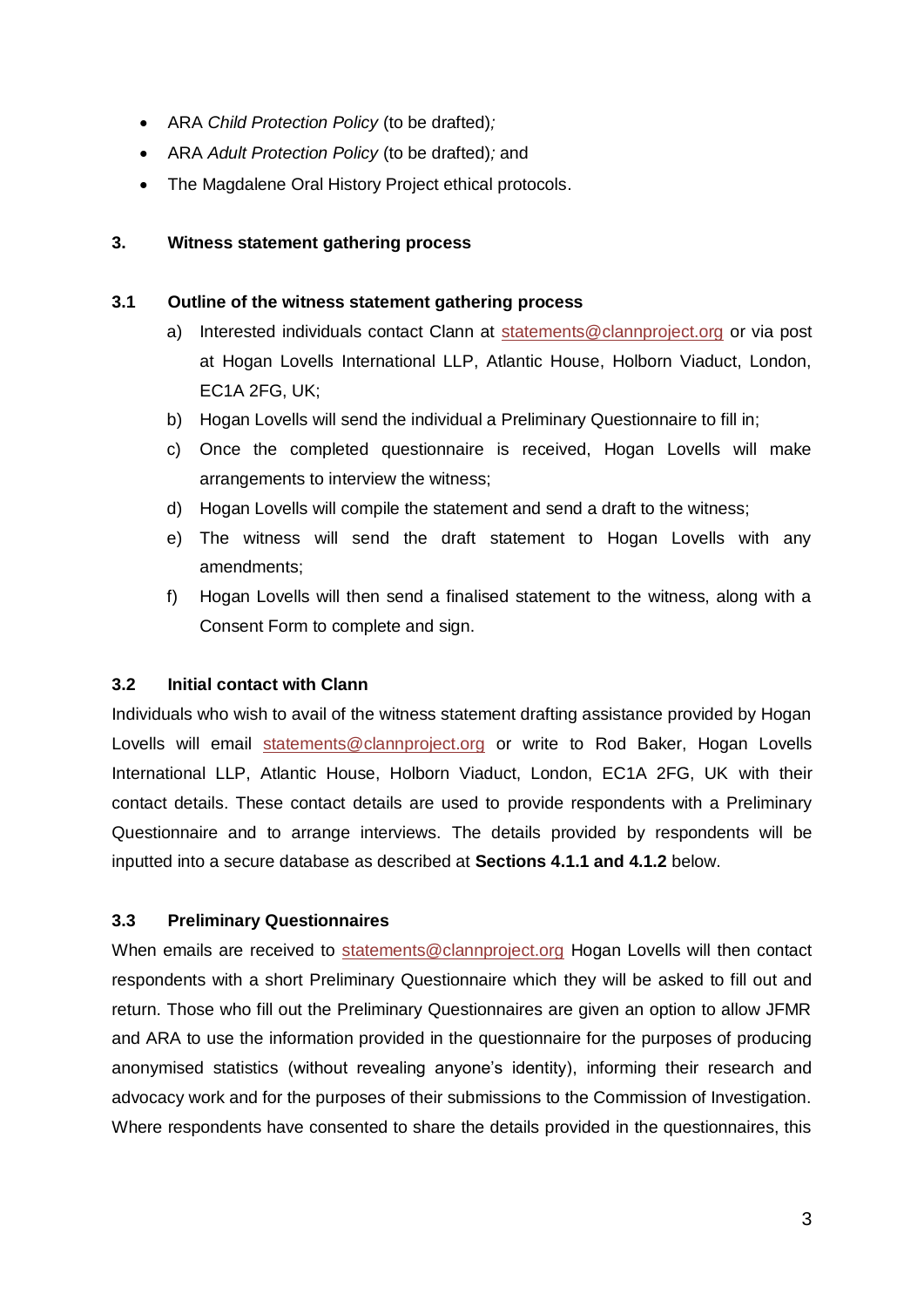- ARA *Child Protection Policy* (to be drafted)*;*
- ARA *Adult Protection Policy* (to be drafted)*;* and
- The Magdalene Oral History Project ethical protocols.

## 3. Witness statement gathering process

### 3.1 Outline of the witness statement gathering process

a) Interested individuals contact Clann at statements@clannproject.org or via post at Hogan Lovells International LLP, Atlantic House, Holborn Viaduct, London, EC1A 2FG, UK;

b) Hogan Lovells will send the individual a Preliminary Questionnaire to fill in;

c) Once the completed questionnaire is received, Hogan Lovells will make arrangements to interview the witness;

d) Hogan Lovells will compile the statement and send a draft to the witness;

e) The witness will send the draft statement to Hogan Lovells with any amendments;

f) Hogan Lovells will then send a finalised statement to the witness, along with a Consent Form to complete and sign.

### 3.2 Initial contact with Clann

Individuals who wish to avail of the witness statement drafting assistance provided by Hogan Lovells will email statements@clannproject.org or write to Rod Baker, Hogan Lovells International LLP, Atlantic House, Holborn Viaduct, London, EC1A 2FG, UK with their contact details. These contact details are used to provide respondents with a Preliminary Questionnaire and to arrange interviews. The details provided by respondents will be inputted into a secure database as described at **Sections 4.1.1 and 4.1.2** below.

### 3.3 Preliminary Questionnaires

When emails are received to statements@clannproject.org Hogan Lovells will then contact respondents with a short Preliminary Questionnaire which they will be asked to fill out and return. Those who fill out the Preliminary Questionnaires are given an option to allow JFMR and ARA to use the information provided in the questionnaire for the purposes of producing anonymised statistics (without revealing anyone's identity), informing their research and advocacy work and for the purposes of their submissions to the Commission of Investigation. Where respondents have consented to share the details provided in the questionnaires, this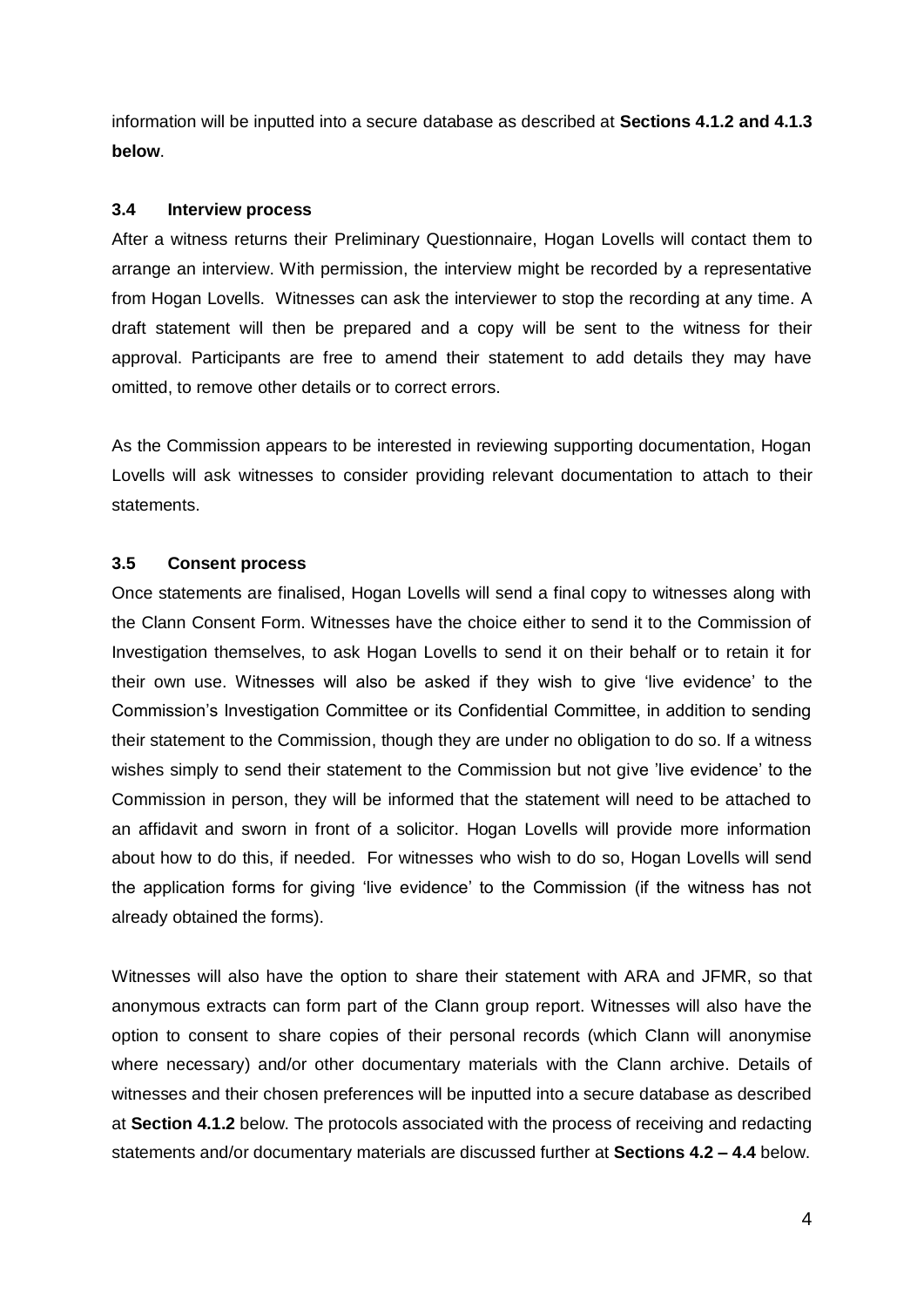information will be inputted into a secure database as described at **Sections 4.1.2 and 4.1.3 below**.

### 3.4 Interview process

After a witness returns their Preliminary Questionnaire, Hogan Lovells will contact them to arrange an interview. With permission, the interview might be recorded by a representative from Hogan Lovells. Witnesses can ask the interviewer to stop the recording at any time. A draft statement will then be prepared and a copy will be sent to the witness for their approval. Participants are free to amend their statement to add details they may have omitted, to remove other details or to correct errors.

As the Commission appears to be interested in reviewing supporting documentation, Hogan Lovells will ask witnesses to consider providing relevant documentation to attach to their statements.

### 3.5 Consent process

Once statements are finalised, Hogan Lovells will send a final copy to witnesses along with the Clann Consent Form. Witnesses have the choice either to send it to the Commission of Investigation themselves, to ask Hogan Lovells to send it on their behalf or to retain it for their own use. Witnesses will also be asked if they wish to give 'live evidence' to the Commission's Investigation Committee or its Confidential Committee, in addition to sending their statement to the Commission, though they are under no obligation to do so. If a witness wishes simply to send their statement to the Commission but not give 'live evidence' to the Commission in person, they will be informed that the statement will need to be attached to an affidavit and sworn in front of a solicitor. Hogan Lovells will provide more information about how to do this, if needed. For witnesses who wish to do so, Hogan Lovells will send the application forms for giving 'live evidence' to the Commission (if the witness has not already obtained the forms).

Witnesses will also have the option to share their statement with ARA and JFMR, so that anonymous extracts can form part of the Clann group report. Witnesses will also have the option to consent to share copies of their personal records (which Clann will anonymise where necessary) and/or other documentary materials with the Clann archive. Details of witnesses and their chosen preferences will be inputted into a secure database as described at **Section 4.1.2** below. The protocols associated with the process of receiving and redacting statements and/or documentary materials are discussed further at **Sections 4.2 – 4.4** below.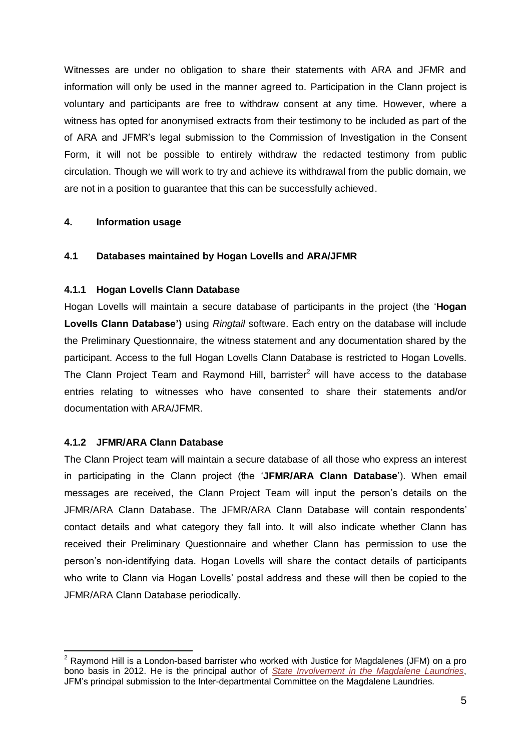Witnesses are under no obligation to share their statements with ARA and JFMR and information will only be used in the manner agreed to. Participation in the Clann project is voluntary and participants are free to withdraw consent at any time. However, where a witness has opted for anonymised extracts from their testimony to be included as part of the of ARA and JFMR's legal submission to the Commission of Investigation in the Consent Form, it will not be possible to entirely withdraw the redacted testimony from public circulation. Though we will work to try and achieve its withdrawal from the public domain, we are not in a position to guarantee that this can be successfully achieved.

## 4. Information usage

### 4.1 Databases maintained by Hogan Lovells and ARA/JFMR

#### 4.1.1 Hogan Lovells Clann Database

Hogan Lovells will maintain a secure database of participants in the project (the '**Hogan Lovells Clann Database')** using *Ringtail* software. Each entry on the database will include the Preliminary Questionnaire, the witness statement and any documentation shared by the participant. Access to the full Hogan Lovells Clann Database is restricted to Hogan Lovells. The Clann Project Team and Raymond Hill, barrister[2] will have access to the database entries relating to witnesses who have consented to share their statements and/or documentation with ARA/JFMR.

#### 4.1.2 JFMR/ARA Clann Database

The Clann Project team will maintain a secure database of all those who express an interest in participating in the Clann project (the '**JFMR/ARA Clann Database**'). When email messages are received, the Clann Project Team will input the person's details on the JFMR/ARA Clann Database. The JFMR/ARA Clann Database will contain respondents' contact details and what category they fall into. It will also indicate whether Clann has received their Preliminary Questionnaire and whether Clann has permission to use the person's non-identifying data. Hogan Lovells will share the contact details of participants who write to Clann via Hogan Lovells' postal address and these will then be copied to the JFMR/ARA Clann Database periodically.

---

[2] Raymond Hill is a London-based barrister who worked with Justice for Magdalenes (JFM) on a pro bono basis in 2012. He is the principal author of *State Involvement in the Magdalene Laundries*, JFM's principal submission to the Inter-departmental Committee on the Magdalene Laundries.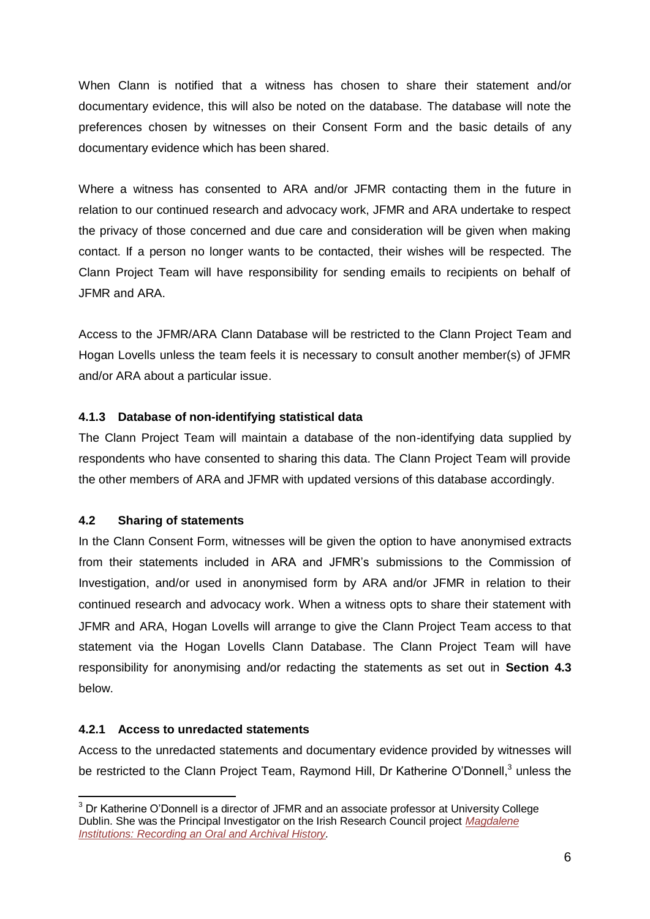When Clann is notified that a witness has chosen to share their statement and/or documentary evidence, this will also be noted on the database. The database will note the preferences chosen by witnesses on their Consent Form and the basic details of any documentary evidence which has been shared.

Where a witness has consented to ARA and/or JFMR contacting them in the future in relation to our continued research and advocacy work, JFMR and ARA undertake to respect the privacy of those concerned and due care and consideration will be given when making contact. If a person no longer wants to be contacted, their wishes will be respected. The Clann Project Team will have responsibility for sending emails to recipients on behalf of JFMR and ARA.

Access to the JFMR/ARA Clann Database will be restricted to the Clann Project Team and Hogan Lovells unless the team feels it is necessary to consult another member(s) of JFMR and/or ARA about a particular issue.

#### 4.1.3 Database of non-identifying statistical data

The Clann Project Team will maintain a database of the non-identifying data supplied by respondents who have consented to sharing this data. The Clann Project Team will provide the other members of ARA and JFMR with updated versions of this database accordingly.

### 4.2 Sharing of statements

In the Clann Consent Form, witnesses will be given the option to have anonymised extracts from their statements included in ARA and JFMR's submissions to the Commission of Investigation, and/or used in anonymised form by ARA and/or JFMR in relation to their continued research and advocacy work. When a witness opts to share their statement with JFMR and ARA, Hogan Lovells will arrange to give the Clann Project Team access to that statement via the Hogan Lovells Clann Database. The Clann Project Team will have responsibility for anonymising and/or redacting the statements as set out in **Section 4.3** below.

#### 4.2.1 Access to unredacted statements

Access to the unredacted statements and documentary evidence provided by witnesses will be restricted to the Clann Project Team, Raymond Hill, Dr Katherine O'Donnell,[3] unless the

[3] Dr Katherine O'Donnell is a director of JFMR and an associate professor at University College Dublin. She was the Principal Investigator on the Irish Research Council project *Magdalene Institutions: Recording an Oral and Archival History.*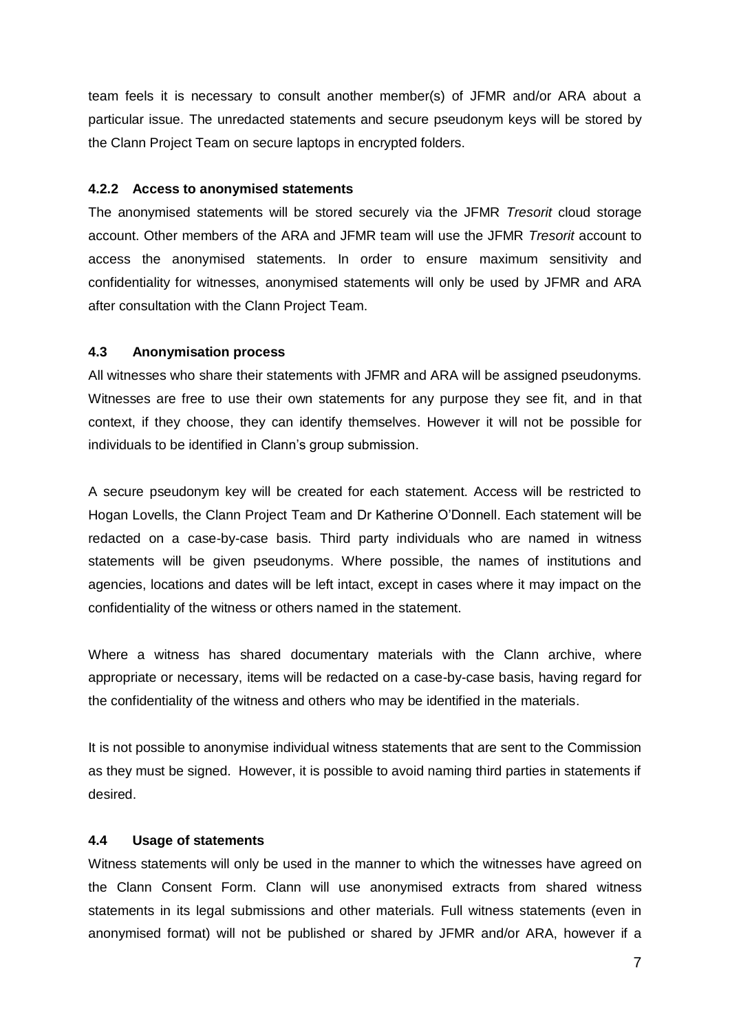team feels it is necessary to consult another member(s) of JFMR and/or ARA about a particular issue. The unredacted statements and secure pseudonym keys will be stored by the Clann Project Team on secure laptops in encrypted folders.

#### 4.2.2 Access to anonymised statements

The anonymised statements will be stored securely via the JFMR *Tresorit* cloud storage account. Other members of the ARA and JFMR team will use the JFMR *Tresorit* account to access the anonymised statements. In order to ensure maximum sensitivity and confidentiality for witnesses, anonymised statements will only be used by JFMR and ARA after consultation with the Clann Project Team.

### 4.3 Anonymisation process

All witnesses who share their statements with JFMR and ARA will be assigned pseudonyms. Witnesses are free to use their own statements for any purpose they see fit, and in that context, if they choose, they can identify themselves. However it will not be possible for individuals to be identified in Clann's group submission.

A secure pseudonym key will be created for each statement. Access will be restricted to Hogan Lovells, the Clann Project Team and Dr Katherine O'Donnell. Each statement will be redacted on a case-by-case basis. Third party individuals who are named in witness statements will be given pseudonyms. Where possible, the names of institutions and agencies, locations and dates will be left intact, except in cases where it may impact on the confidentiality of the witness or others named in the statement.

Where a witness has shared documentary materials with the Clann archive, where appropriate or necessary, items will be redacted on a case-by-case basis, having regard for the confidentiality of the witness and others who may be identified in the materials.

It is not possible to anonymise individual witness statements that are sent to the Commission as they must be signed. However, it is possible to avoid naming third parties in statements if desired.

### 4.4 Usage of statements

Witness statements will only be used in the manner to which the witnesses have agreed on the Clann Consent Form. Clann will use anonymised extracts from shared witness statements in its legal submissions and other materials. Full witness statements (even in anonymised format) will not be published or shared by JFMR and/or ARA, however if a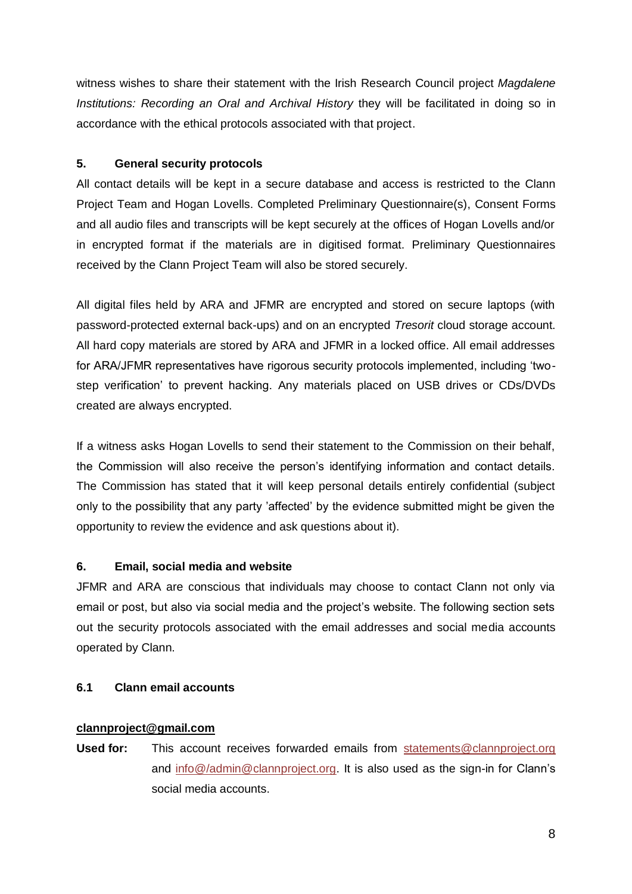witness wishes to share their statement with the Irish Research Council project *Magdalene Institutions: Recording an Oral and Archival History* they will be facilitated in doing so in accordance with the ethical protocols associated with that project.

## 5. General security protocols

All contact details will be kept in a secure database and access is restricted to the Clann Project Team and Hogan Lovells. Completed Preliminary Questionnaire(s), Consent Forms and all audio files and transcripts will be kept securely at the offices of Hogan Lovells and/or in encrypted format if the materials are in digitised format. Preliminary Questionnaires received by the Clann Project Team will also be stored securely.

All digital files held by ARA and JFMR are encrypted and stored on secure laptops (with password-protected external back-ups) and on an encrypted *Tresorit* cloud storage account. All hard copy materials are stored by ARA and JFMR in a locked office. All email addresses for ARA/JFMR representatives have rigorous security protocols implemented, including 'two-step verification' to prevent hacking. Any materials placed on USB drives or CDs/DVDs created are always encrypted.

If a witness asks Hogan Lovells to send their statement to the Commission on their behalf, the Commission will also receive the person's identifying information and contact details. The Commission has stated that it will keep personal details entirely confidential (subject only to the possibility that any party 'affected' by the evidence submitted might be given the opportunity to review the evidence and ask questions about it).

## 6. Email, social media and website

JFMR and ARA are conscious that individuals may choose to contact Clann not only via email or post, but also via social media and the project's website. The following section sets out the security protocols associated with the email addresses and social media accounts operated by Clann.

### 6.1 Clann email accounts

**clannproject@gmail.com**

**Used for:** This account receives forwarded emails from statements@clannproject.org and info@/admin@clannproject.org. It is also used as the sign-in for Clann's social media accounts.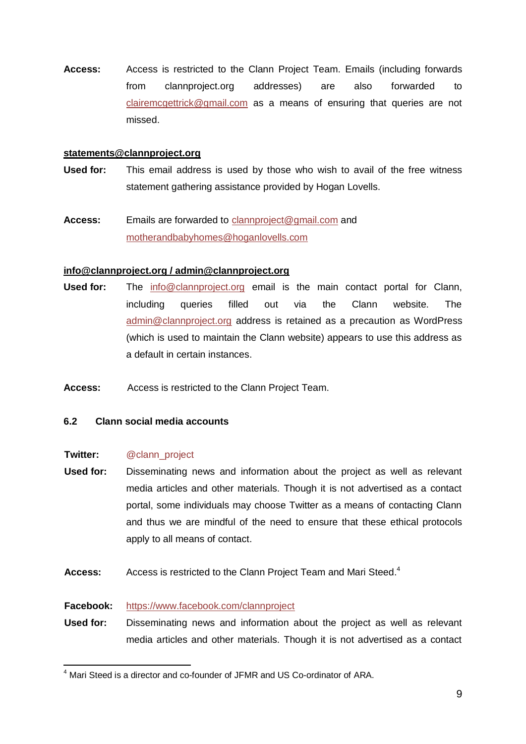**Access:** Access is restricted to the Clann Project Team. Emails (including forwards from clannproject.org addresses) are also forwarded to clairemcgettrick@gmail.com as a means of ensuring that queries are not missed.

**statements@clannproject.org**

**Used for:** This email address is used by those who wish to avail of the free witness statement gathering assistance provided by Hogan Lovells.

**Access:** Emails are forwarded to clannproject@gmail.com and motherandbabyhomes@hoganlovells.com

**info@clannproject.org / admin@clannproject.org**

**Used for:** The info@clannproject.org email is the main contact portal for Clann, including queries filled out via the Clann website. The admin@clannproject.org address is retained as a precaution as WordPress (which is used to maintain the Clann website) appears to use this address as a default in certain instances.

**Access:** Access is restricted to the Clann Project Team.

### 6.2 Clann social media accounts

**Twitter:** @clann_project

**Used for:** Disseminating news and information about the project as well as relevant media articles and other materials. Though it is not advertised as a contact portal, some individuals may choose Twitter as a means of contacting Clann and thus we are mindful of the need to ensure that these ethical protocols apply to all means of contact.

**Access:** Access is restricted to the Clann Project Team and Mari Steed.[4]

**Facebook:** https://www.facebook.com/clannproject

**Used for:** Disseminating news and information about the project as well as relevant media articles and other materials. Though it is not advertised as a contact

---

[4] Mari Steed is a director and co-founder of JFMR and US Co-ordinator of ARA.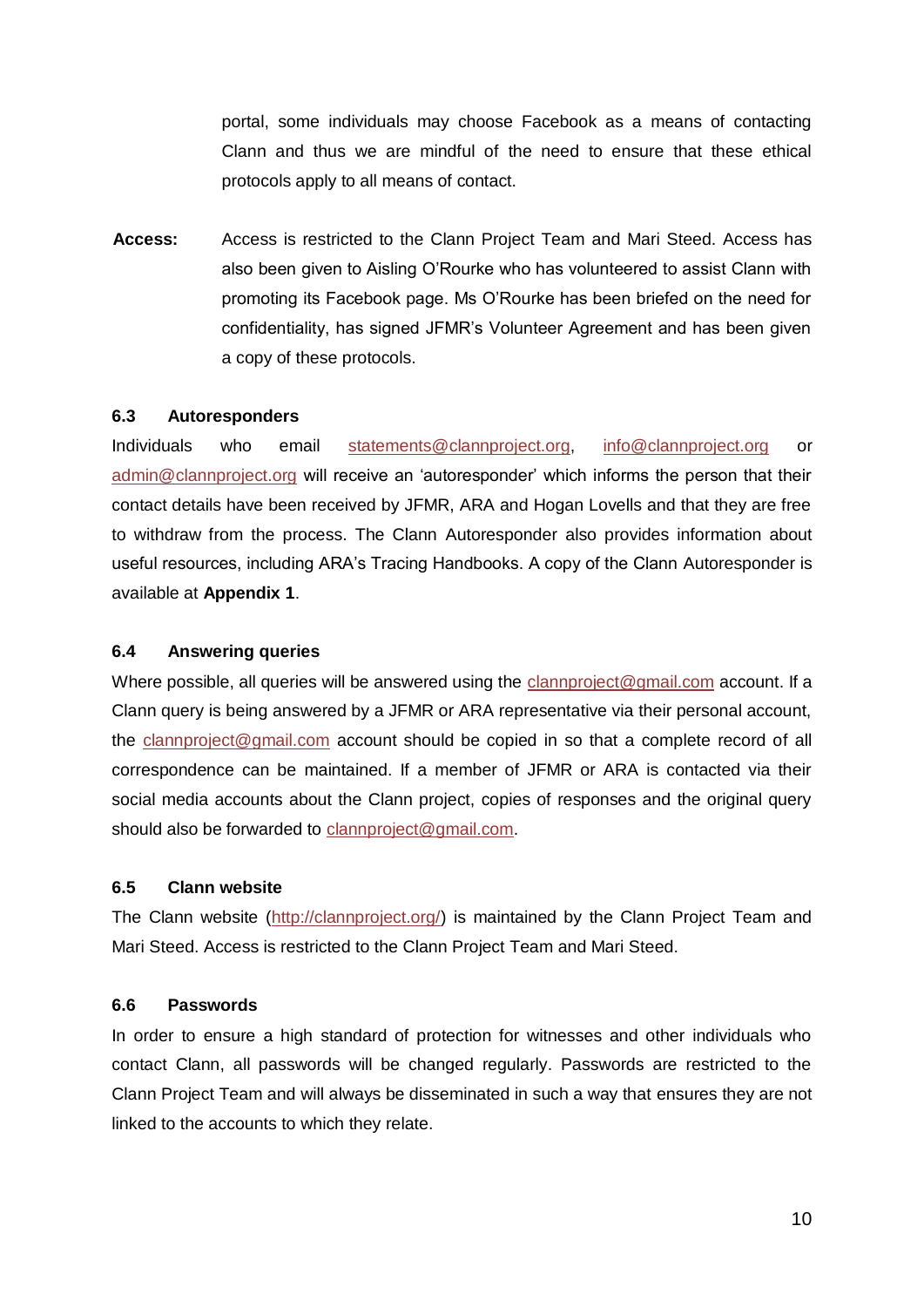portal, some individuals may choose Facebook as a means of contacting Clann and thus we are mindful of the need to ensure that these ethical protocols apply to all means of contact.

**Access:** Access is restricted to the Clann Project Team and Mari Steed. Access has also been given to Aisling O'Rourke who has volunteered to assist Clann with promoting its Facebook page. Ms O'Rourke has been briefed on the need for confidentiality, has signed JFMR's Volunteer Agreement and has been given a copy of these protocols.

### 6.3 Autoresponders

Individuals who email statements@clannproject.org, info@clannproject.org or admin@clannproject.org will receive an 'autoresponder' which informs the person that their contact details have been received by JFMR, ARA and Hogan Lovells and that they are free to withdraw from the process. The Clann Autoresponder also provides information about useful resources, including ARA's Tracing Handbooks. A copy of the Clann Autoresponder is available at **Appendix 1**.

### 6.4 Answering queries

Where possible, all queries will be answered using the clannproject@gmail.com account. If a Clann query is being answered by a JFMR or ARA representative via their personal account, the clannproject@gmail.com account should be copied in so that a complete record of all correspondence can be maintained. If a member of JFMR or ARA is contacted via their social media accounts about the Clann project, copies of responses and the original query should also be forwarded to clannproject@gmail.com.

### 6.5 Clann website

The Clann website (http://clannproject.org/) is maintained by the Clann Project Team and Mari Steed. Access is restricted to the Clann Project Team and Mari Steed.

### 6.6 Passwords

In order to ensure a high standard of protection for witnesses and other individuals who contact Clann, all passwords will be changed regularly. Passwords are restricted to the Clann Project Team and will always be disseminated in such a way that ensures they are not linked to the accounts to which they relate.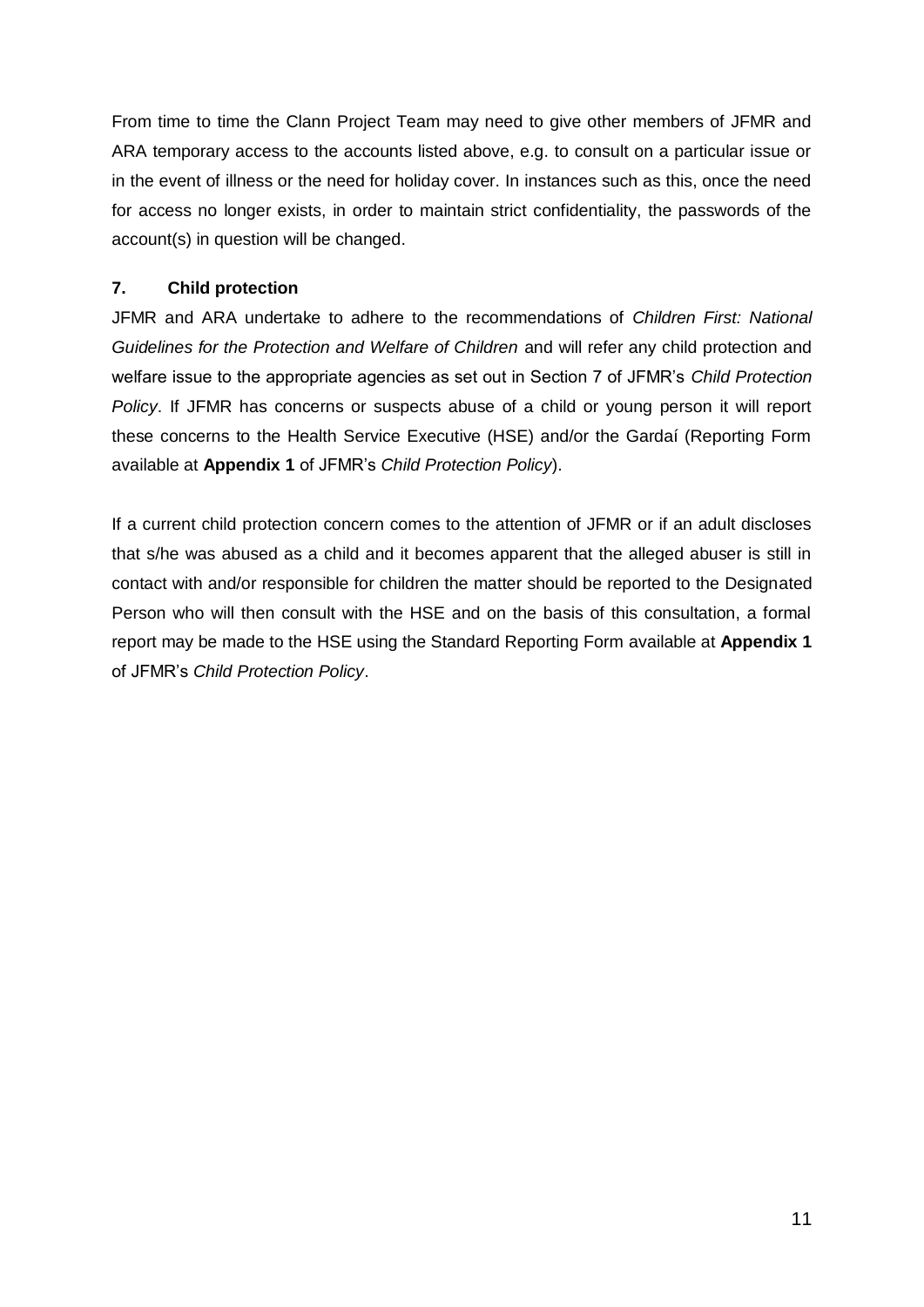From time to time the Clann Project Team may need to give other members of JFMR and ARA temporary access to the accounts listed above, e.g. to consult on a particular issue or in the event of illness or the need for holiday cover. In instances such as this, once the need for access no longer exists, in order to maintain strict confidentiality, the passwords of the account(s) in question will be changed.

## 7. Child protection

JFMR and ARA undertake to adhere to the recommendations of *Children First: National Guidelines for the Protection and Welfare of Children* and will refer any child protection and welfare issue to the appropriate agencies as set out in Section 7 of JFMR's *Child Protection Policy*. If JFMR has concerns or suspects abuse of a child or young person it will report these concerns to the Health Service Executive (HSE) and/or the Gardaí (Reporting Form available at **Appendix 1** of JFMR's *Child Protection Policy*).

If a current child protection concern comes to the attention of JFMR or if an adult discloses that s/he was abused as a child and it becomes apparent that the alleged abuser is still in contact with and/or responsible for children the matter should be reported to the Designated Person who will then consult with the HSE and on the basis of this consultation, a formal report may be made to the HSE using the Standard Reporting Form available at **Appendix 1** of JFMR's *Child Protection Policy*.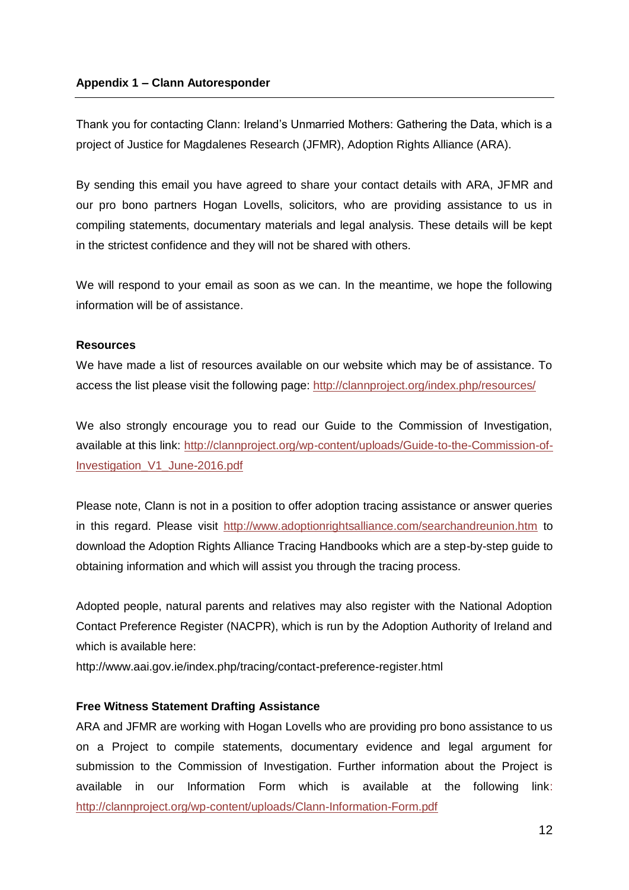## Appendix 1 – Clann Autoresponder

Thank you for contacting Clann: Ireland's Unmarried Mothers: Gathering the Data, which is a project of Justice for Magdalenes Research (JFMR), Adoption Rights Alliance (ARA).

By sending this email you have agreed to share your contact details with ARA, JFMR and our pro bono partners Hogan Lovells, solicitors, who are providing assistance to us in compiling statements, documentary materials and legal analysis. These details will be kept in the strictest confidence and they will not be shared with others.

We will respond to your email as soon as we can. In the meantime, we hope the following information will be of assistance.

**Resources**

We have made a list of resources available on our website which may be of assistance. To access the list please visit the following page: http://clannproject.org/index.php/resources/

We also strongly encourage you to read our Guide to the Commission of Investigation, available at this link: http://clannproject.org/wp-content/uploads/Guide-to-the-Commission-of-Investigation_V1_June-2016.pdf

Please note, Clann is not in a position to offer adoption tracing assistance or answer queries in this regard. Please visit http://www.adoptionrightsalliance.com/searchandreunion.htm to download the Adoption Rights Alliance Tracing Handbooks which are a step-by-step guide to obtaining information and which will assist you through the tracing process.

Adopted people, natural parents and relatives may also register with the National Adoption Contact Preference Register (NACPR), which is run by the Adoption Authority of Ireland and which is available here:

http://www.aai.gov.ie/index.php/tracing/contact-preference-register.html

**Free Witness Statement Drafting Assistance**

ARA and JFMR are working with Hogan Lovells who are providing pro bono assistance to us on a Project to compile statements, documentary evidence and legal argument for submission to the Commission of Investigation. Further information about the Project is available in our Information Form which is available at the following link: http://clannproject.org/wp-content/uploads/Clann-Information-Form.pdf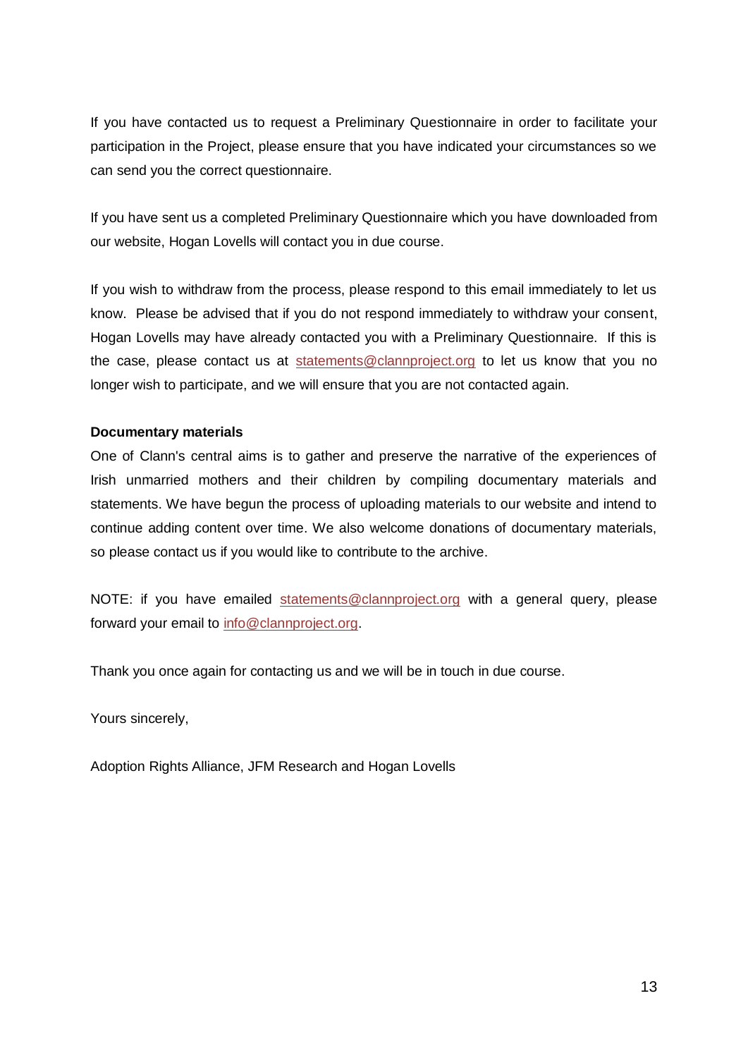If you have contacted us to request a Preliminary Questionnaire in order to facilitate your participation in the Project, please ensure that you have indicated your circumstances so we can send you the correct questionnaire.

If you have sent us a completed Preliminary Questionnaire which you have downloaded from our website, Hogan Lovells will contact you in due course.

If you wish to withdraw from the process, please respond to this email immediately to let us know. Please be advised that if you do not respond immediately to withdraw your consent, Hogan Lovells may have already contacted you with a Preliminary Questionnaire. If this is the case, please contact us at statements@clannproject.org to let us know that you no longer wish to participate, and we will ensure that you are not contacted again.

**Documentary materials**

One of Clann's central aims is to gather and preserve the narrative of the experiences of Irish unmarried mothers and their children by compiling documentary materials and statements. We have begun the process of uploading materials to our website and intend to continue adding content over time. We also welcome donations of documentary materials, so please contact us if you would like to contribute to the archive.

NOTE: if you have emailed statements@clannproject.org with a general query, please forward your email to info@clannproject.org.

Thank you once again for contacting us and we will be in touch in due course.

Yours sincerely,

Adoption Rights Alliance, JFM Research and Hogan Lovells